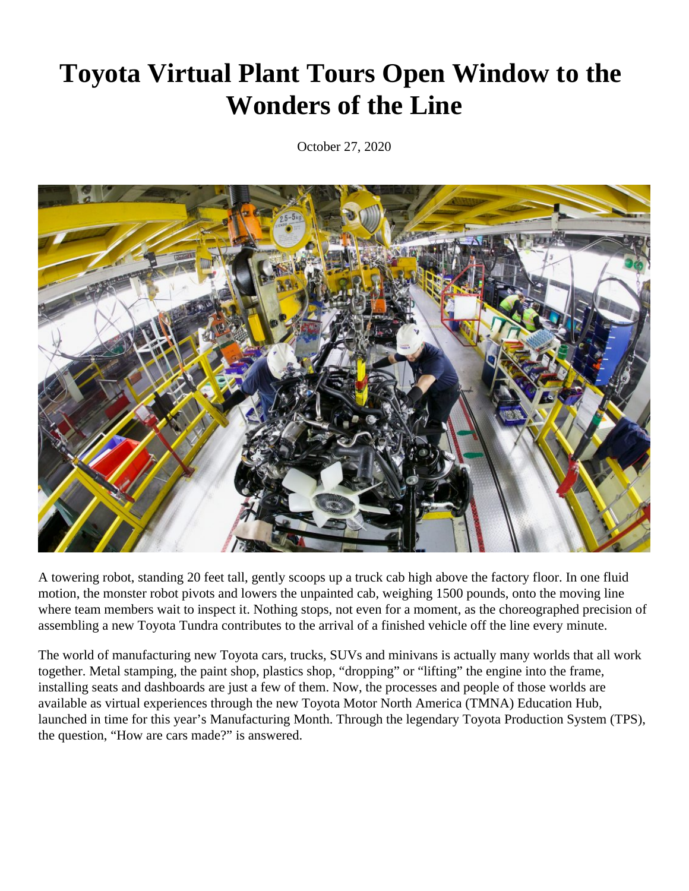# Toyota Virtual Plant Tours Open Window to the Wonders of the Line

October 27, 2020

A towering robot, standing 20 feet tall, gently scoops up a truck cab high above the factory floor. In one fluid motion, the monster robot pivots and lowers the unpainted cab, weighing 1500 pounds, onto the moving line where team members wait to inspect it. Nothing stops, not even for a moment, as the choreographed precision of assembling a new Toyota Tundra contributes to the arrival of a finished vehicle off the line every minute.

The world of manufacturing new Toyota cars, trucks, SUVs and minivans is actually many worlds that all work together. Metal stamping, the paint shop, plastics shop, "dropping" or "lifting" the engine into the frame, installing seats and dashboards are just a few of them. Now, the processes and people of those worlds are available as virtual experiences through the new Toyota Motor North America (TMNA) Education Hub, launched in time for this year's Manufacturing Month. Through the legendary Toyota Production System (TPS), the question, "How are cars made?" is answered.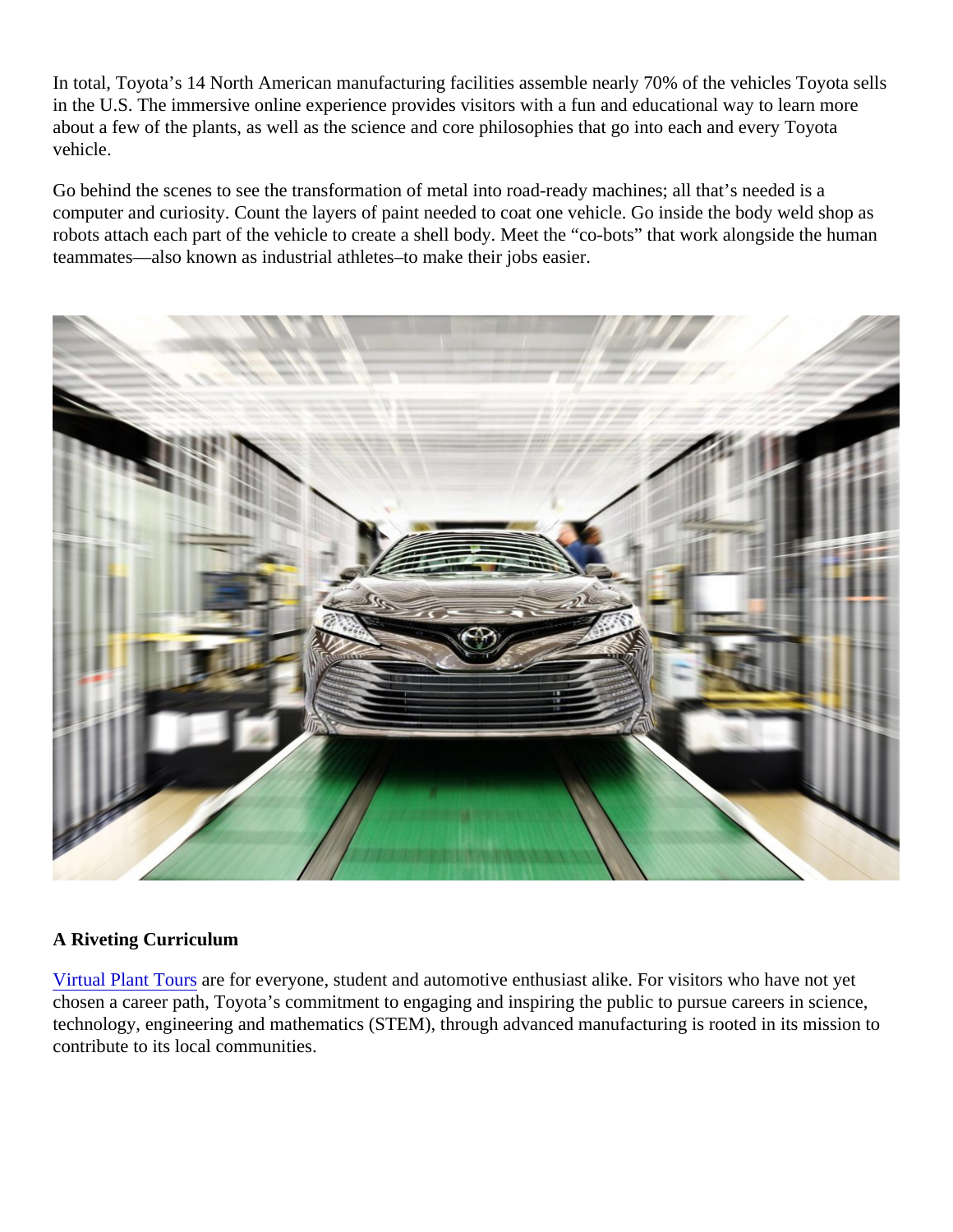In total, Toyota's 14 North American manufacturing facilities assemble nearly 70% of the vehicles Toyota sells in the U.S. The immersive online experience provides visitors with a fun and educational way to learn more about a few of the plants, as well as the science and core philosophies that go into each and every Toyota vehicle.

Go behind the scenes to see the transformation of metal into road-ready machines; all that's needed is a computer and curiosity. Count the layers of paint needed to coat one vehicle. Go inside the body weld shop as robots attach each part of the vehicle to create a shell body. Meet the "co-bots" that work alongside the human teammates—also known as industrial athletes–to make their jobs easier.

**A Riveting Curriculum**

Virtual Plant Tours are for everyone, student and automotive enthusiast alike. For visitors who have not yet chosen a career path, Toyota's commitment to engaging and inspiring the public to pursue careers in science, technology, engineering and mathematics (STEM), through advanced manufacturing is rooted in its mission to contribute to its local communities.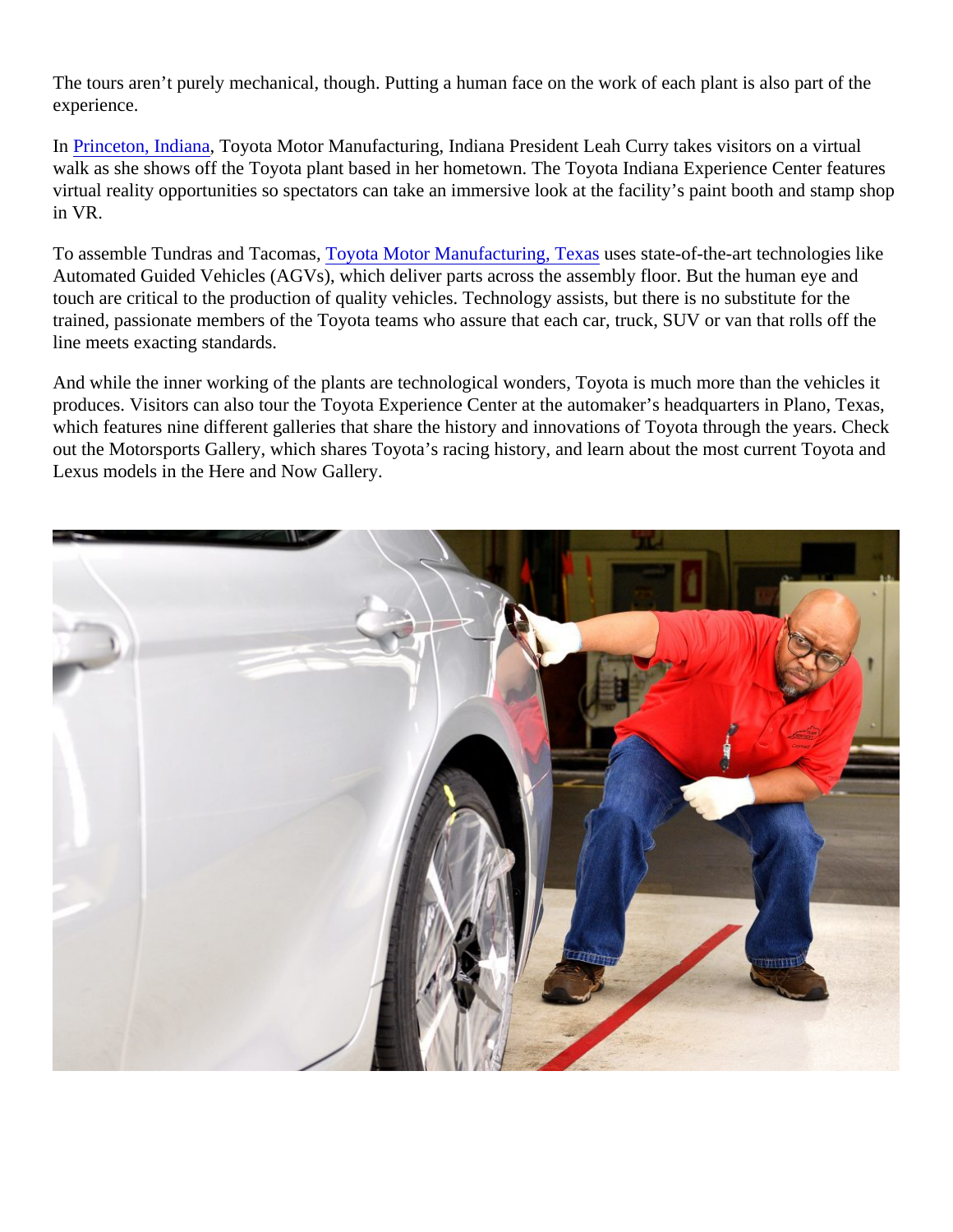The tours aren't purely mechanical, though. Putting a human face on the work of each plant is also part of the experience.

In Princeton, Indiana, Toyota Motor Manufacturing, Indiana President Leah Curry takes visitors on a virtual walk as she shows off the Toyota plant based in her hometown. The Toyota Indiana Experience Center features virtual reality opportunities so spectators can take an immersive look at the facility's paint booth and stamp shop in VR.

To assemble Tundras and Tacomas, Toyota Motor Manufacturing, Texas uses state-of-the-art technologies like Automated Guided Vehicles (AGVs), which deliver parts across the assembly floor. But the human eye and touch are critical to the production of quality vehicles. Technology assists, but there is no substitute for the trained, passionate members of the Toyota teams who assure that each car, truck, SUV or van that rolls off the line meets exacting standards.

And while the inner working of the plants are technological wonders, Toyota is much more than the vehicles it produces. Visitors can also tour the Toyota Experience Center at the automaker's headquarters in Plano, Texas, which features nine different galleries that share the history and innovations of Toyota through the years. Check out the Motorsports Gallery, which shares Toyota's racing history, and learn about the most current Toyota and Lexus models in the Here and Now Gallery.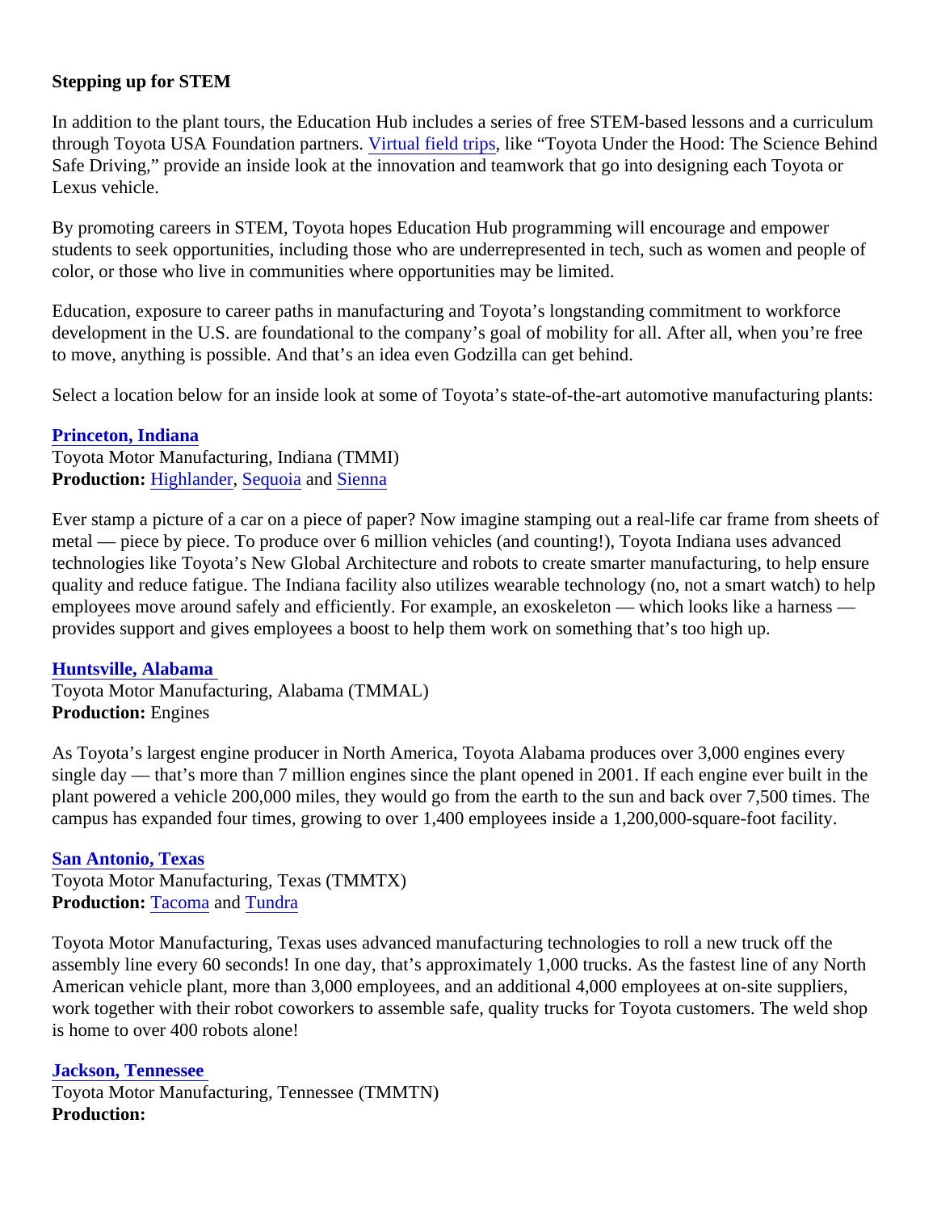**Stepping up for STEM**

In addition to the plant tours, the Education Hub includes a series of free STEM-based lessons and a curriculum through Toyota USA Foundation partners. Virtual field trips, like "Toyota Under the Hood: The Science Behind Safe Driving," provide an inside look at the innovation and teamwork that go into designing each Toyota or Lexus vehicle.

By promoting careers in STEM, Toyota hopes Education Hub programming will encourage and empower students to seek opportunities, including those who are underrepresented in tech, such as women and people of color, or those who live in communities where opportunities may be limited.

Education, exposure to career paths in manufacturing and Toyota's longstanding commitment to workforce development in the U.S. are foundational to the company's goal of mobility for all. After all, when you're free to move, anything is possible. And that's an idea even Godzilla can get behind.

Select a location below for an inside look at some of Toyota's state-of-the-art automotive manufacturing plants:

**Princeton, Indiana**
Toyota Motor Manufacturing, Indiana (TMMI)
**Production:** Highlander, Sequoia and Sienna

Ever stamp a picture of a car on a piece of paper? Now imagine stamping out a real-life car frame from sheets of metal — piece by piece. To produce over 6 million vehicles (and counting!), Toyota Indiana uses advanced technologies like Toyota's New Global Architecture and robots to create smarter manufacturing, to help ensure quality and reduce fatigue. The Indiana facility also utilizes wearable technology (no, not a smart watch) to help employees move around safely and efficiently. For example, an exoskeleton — which looks like a harness — provides support and gives employees a boost to help them work on something that's too high up.

**Huntsville, Alabama**
Toyota Motor Manufacturing, Alabama (TMMAL)
**Production:** Engines

As Toyota's largest engine producer in North America, Toyota Alabama produces over 3,000 engines every single day — that's more than 7 million engines since the plant opened in 2001. If each engine ever built in the plant powered a vehicle 200,000 miles, they would go from the earth to the sun and back over 7,500 times. The campus has expanded four times, growing to over 1,400 employees inside a 1,200,000-square-foot facility.

**San Antonio, Texas**
Toyota Motor Manufacturing, Texas (TMMTX)
**Production:** Tacoma and Tundra

Toyota Motor Manufacturing, Texas uses advanced manufacturing technologies to roll a new truck off the assembly line every 60 seconds! In one day, that's approximately 1,000 trucks. As the fastest line of any North American vehicle plant, more than 3,000 employees, and an additional 4,000 employees at on-site suppliers, work together with their robot coworkers to assemble safe, quality trucks for Toyota customers. The weld shop is home to over 400 robots alone!

**Jackson, Tennessee**
Toyota Motor Manufacturing, Tennessee (TMMTN)
**Production:**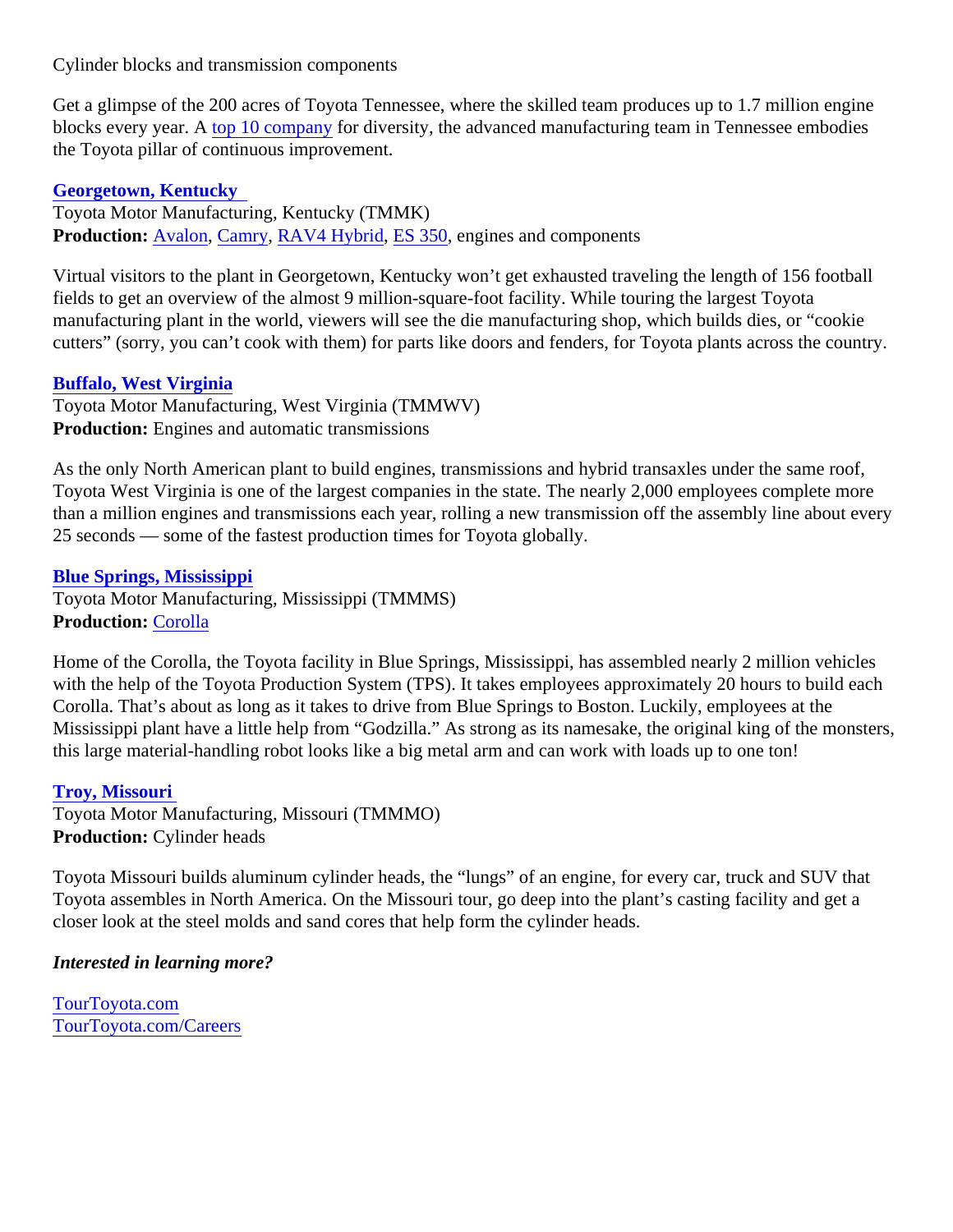Cylinder blocks and transmission components

Get a glimpse of the 200 acres of Toyota Tennessee, where the skilled team produces up to 1.7 million engine blocks every year. A top 10 company for diversity, the advanced manufacturing team in Tennessee embodies the Toyota pillar of continuous improvement.

**Georgetown, Kentucky**
Toyota Motor Manufacturing, Kentucky (TMMK)
**Production:** Avalon, Camry, RAV4 Hybrid, ES 350, engines and components

Virtual visitors to the plant in Georgetown, Kentucky won't get exhausted traveling the length of 156 football fields to get an overview of the almost 9 million-square-foot facility. While touring the largest Toyota manufacturing plant in the world, viewers will see the die manufacturing shop, which builds dies, or "cookie cutters" (sorry, you can't cook with them) for parts like doors and fenders, for Toyota plants across the country.

**Buffalo, West Virginia**
Toyota Motor Manufacturing, West Virginia (TMMWV)
**Production:** Engines and automatic transmissions

As the only North American plant to build engines, transmissions and hybrid transaxles under the same roof, Toyota West Virginia is one of the largest companies in the state. The nearly 2,000 employees complete more than a million engines and transmissions each year, rolling a new transmission off the assembly line about every 25 seconds — some of the fastest production times for Toyota globally.

**Blue Springs, Mississippi**
Toyota Motor Manufacturing, Mississippi (TMMMS)
**Production:** Corolla

Home of the Corolla, the Toyota facility in Blue Springs, Mississippi, has assembled nearly 2 million vehicles with the help of the Toyota Production System (TPS). It takes employees approximately 20 hours to build each Corolla. That's about as long as it takes to drive from Blue Springs to Boston. Luckily, employees at the Mississippi plant have a little help from "Godzilla." As strong as its namesake, the original king of the monsters, this large material-handling robot looks like a big metal arm and can work with loads up to one ton!

**Troy, Missouri**
Toyota Motor Manufacturing, Missouri (TMMMO)
**Production:** Cylinder heads

Toyota Missouri builds aluminum cylinder heads, the "lungs" of an engine, for every car, truck and SUV that Toyota assembles in North America. On the Missouri tour, go deep into the plant's casting facility and get a closer look at the steel molds and sand cores that help form the cylinder heads.

***Interested in learning more?***

TourToyota.com
TourToyota.com/Careers